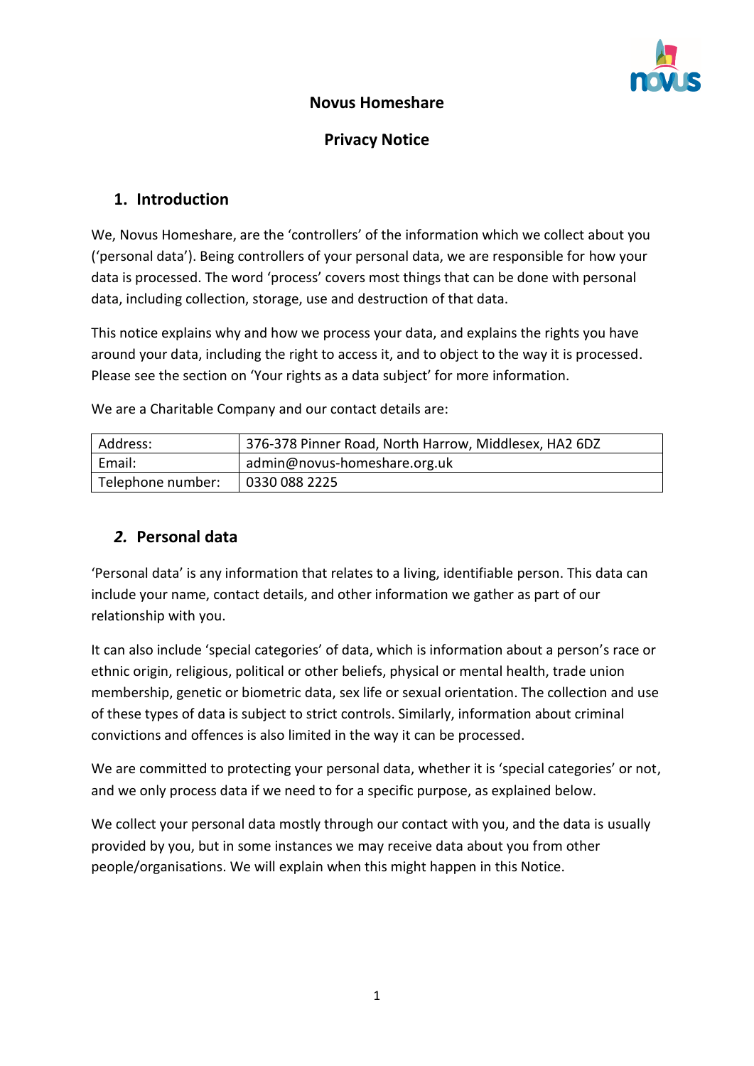**Novus Homeshare**

**Privacy Notice**

## 1. Introduction

We, Novus Homeshare, are the 'controllers' of the information which we collect about you ('personal data'). Being controllers of your personal data, we are responsible for how your data is processed. The word 'process' covers most things that can be done with personal data, including collection, storage, use and destruction of that data.

This notice explains why and how we process your data, and explains the rights you have around your data, including the right to access it, and to object to the way it is processed. Please see the section on 'Your rights as a data subject' for more information.

We are a Charitable Company and our contact details are:

| Address: | 376-378 Pinner Road, North Harrow, Middlesex, HA2 6DZ |
|---|---|
| Email: | admin@novus-homeshare.org.uk |
| Telephone number: | 0330 088 2225 |

## *2.* Personal data

'Personal data' is any information that relates to a living, identifiable person. This data can include your name, contact details, and other information we gather as part of our relationship with you.

It can also include 'special categories' of data, which is information about a person's race or ethnic origin, religious, political or other beliefs, physical or mental health, trade union membership, genetic or biometric data, sex life or sexual orientation. The collection and use of these types of data is subject to strict controls. Similarly, information about criminal convictions and offences is also limited in the way it can be processed.

We are committed to protecting your personal data, whether it is 'special categories' or not, and we only process data if we need to for a specific purpose, as explained below.

We collect your personal data mostly through our contact with you, and the data is usually provided by you, but in some instances we may receive data about you from other people/organisations. We will explain when this might happen in this Notice.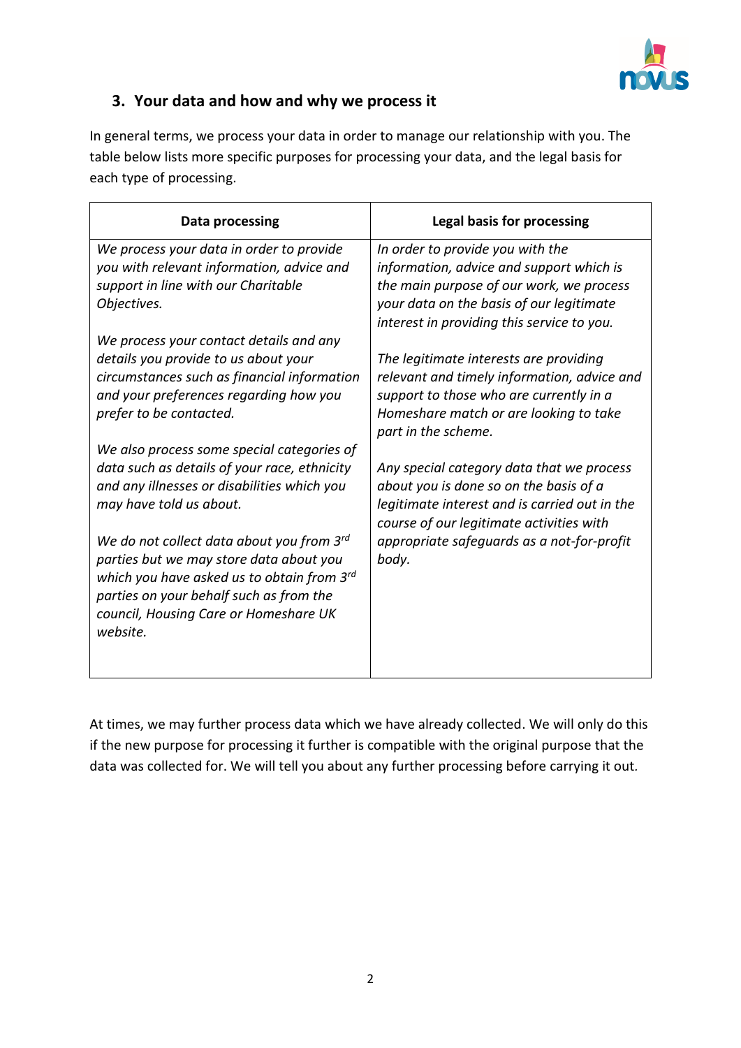## 3. Your data and how and why we process it

In general terms, we process your data in order to manage our relationship with you. The table below lists more specific purposes for processing your data, and the legal basis for each type of processing.

| Data processing | Legal basis for processing |
|---|---|
| *We process your data in order to provide you with relevant information, advice and support in line with our Charitable Objectives.*<br><br>*We process your contact details and any details you provide to us about your circumstances such as financial information and your preferences regarding how you prefer to be contacted.*<br><br>*We also process some special categories of data such as details of your race, ethnicity and any illnesses or disabilities which you may have told us about.*<br><br>*We do not collect data about you from 3rd parties but we may store data about you which you have asked us to obtain from 3rd parties on your behalf such as from the council, Housing Care or Homeshare UK website.* | *In order to provide you with the information, advice and support which is the main purpose of our work, we process your data on the basis of our legitimate interest in providing this service to you.*<br><br>*The legitimate interests are providing relevant and timely information, advice and support to those who are currently in a Homeshare match or are looking to take part in the scheme.*<br><br>*Any special category data that we process about you is done so on the basis of a legitimate interest and is carried out in the course of our legitimate activities with appropriate safeguards as a not-for-profit body.* |

At times, we may further process data which we have already collected. We will only do this if the new purpose for processing it further is compatible with the original purpose that the data was collected for. We will tell you about any further processing before carrying it out.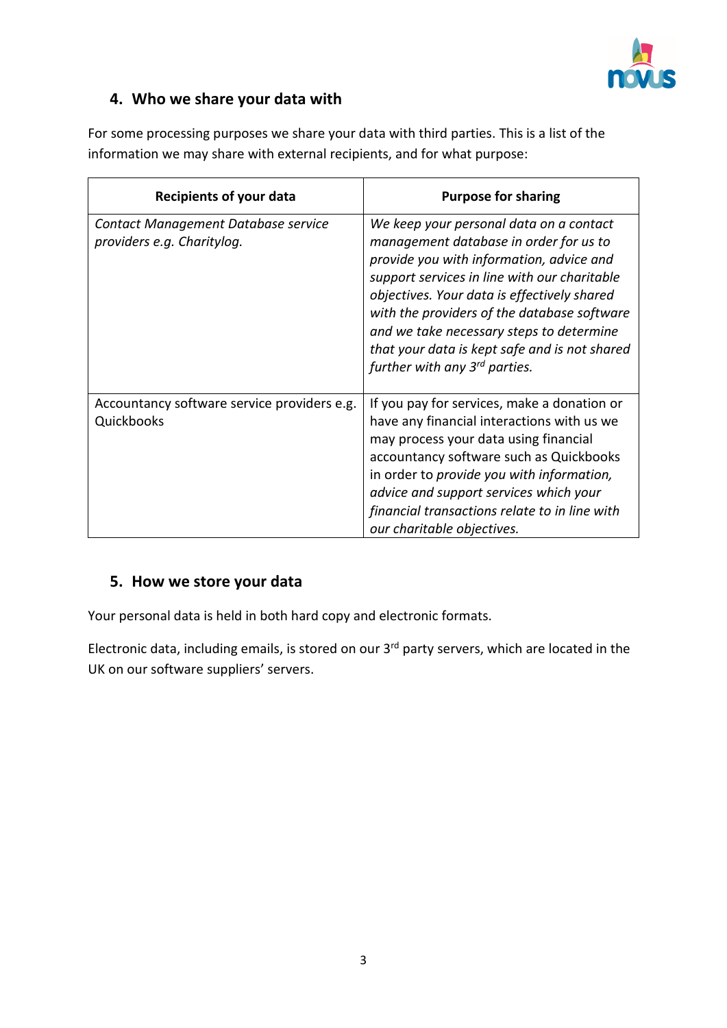## 4. Who we share your data with

For some processing purposes we share your data with third parties. This is a list of the information we may share with external recipients, and for what purpose:

| Recipients of your data | Purpose for sharing |
|---|---|
| *Contact Management Database service providers e.g. Charitylog.* | *We keep your personal data on a contact management database in order for us to provide you with information, advice and support services in line with our charitable objectives. Your data is effectively shared with the providers of the database software and we take necessary steps to determine that your data is kept safe and is not shared further with any 3rd parties.* |
| Accountancy software service providers e.g. Quickbooks | If you pay for services, make a donation or have any financial interactions with us we may process your data using financial accountancy software such as Quickbooks in order to *provide you with information, advice and support services which your financial transactions relate to in line with our charitable objectives.* |

## 5. How we store your data

Your personal data is held in both hard copy and electronic formats.

Electronic data, including emails, is stored on our 3rd party servers, which are located in the UK on our software suppliers' servers.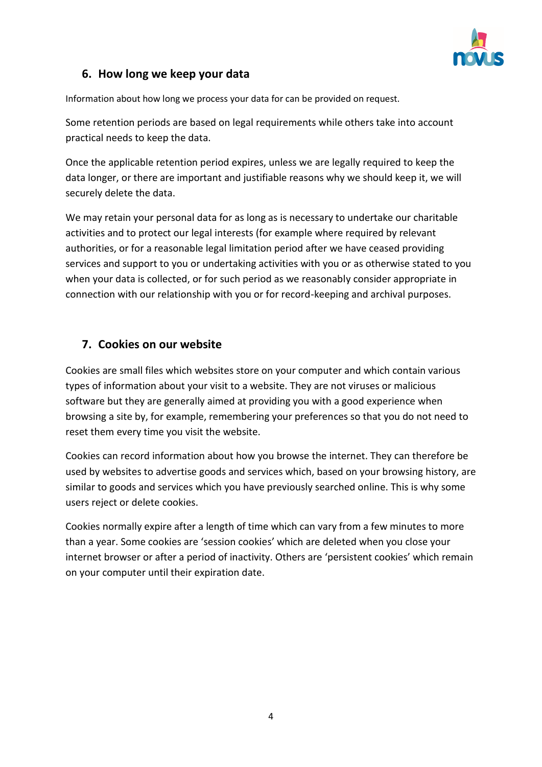## 6. How long we keep your data

Information about how long we process your data for can be provided on request.

Some retention periods are based on legal requirements while others take into account practical needs to keep the data.

Once the applicable retention period expires, unless we are legally required to keep the data longer, or there are important and justifiable reasons why we should keep it, we will securely delete the data.

We may retain your personal data for as long as is necessary to undertake our charitable activities and to protect our legal interests (for example where required by relevant authorities, or for a reasonable legal limitation period after we have ceased providing services and support to you or undertaking activities with you or as otherwise stated to you when your data is collected, or for such period as we reasonably consider appropriate in connection with our relationship with you or for record-keeping and archival purposes.

## 7. Cookies on our website

Cookies are small files which websites store on your computer and which contain various types of information about your visit to a website. They are not viruses or malicious software but they are generally aimed at providing you with a good experience when browsing a site by, for example, remembering your preferences so that you do not need to reset them every time you visit the website.

Cookies can record information about how you browse the internet. They can therefore be used by websites to advertise goods and services which, based on your browsing history, are similar to goods and services which you have previously searched online. This is why some users reject or delete cookies.

Cookies normally expire after a length of time which can vary from a few minutes to more than a year. Some cookies are 'session cookies' which are deleted when you close your internet browser or after a period of inactivity. Others are 'persistent cookies' which remain on your computer until their expiration date.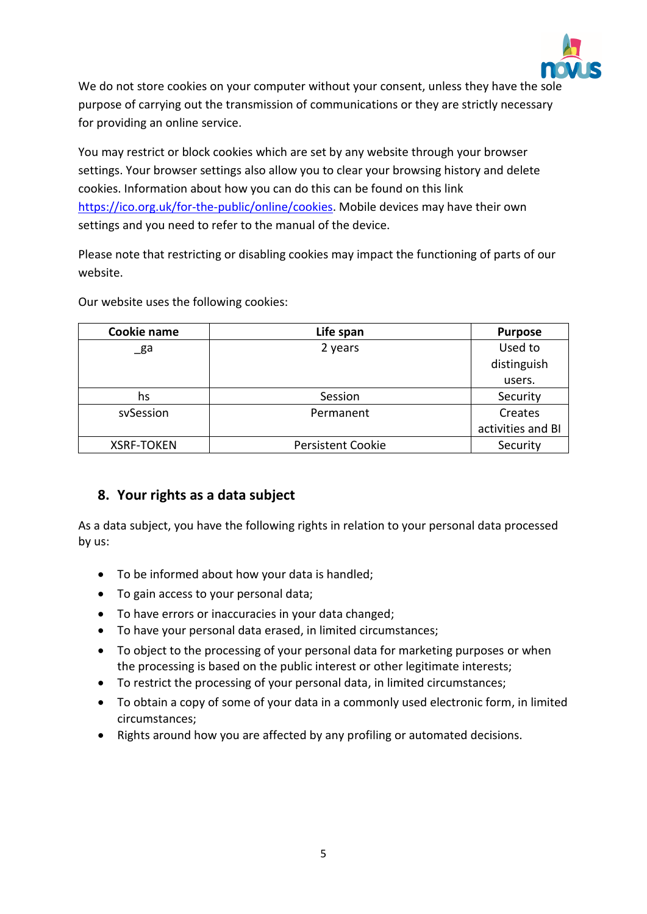We do not store cookies on your computer without your consent, unless they have the sole purpose of carrying out the transmission of communications or they are strictly necessary for providing an online service.

You may restrict or block cookies which are set by any website through your browser settings. Your browser settings also allow you to clear your browsing history and delete cookies. Information about how you can do this can be found on this link https://ico.org.uk/for-the-public/online/cookies. Mobile devices may have their own settings and you need to refer to the manual of the device.

Please note that restricting or disabling cookies may impact the functioning of parts of our website.

Our website uses the following cookies:

| Cookie name | Life span | Purpose |
|---|---|---|
| _ga | 2 years | Used to distinguish users. |
| hs | Session | Security |
| svSession | Permanent | Creates activities and BI |
| XSRF-TOKEN | Persistent Cookie | Security |

## 8. Your rights as a data subject

As a data subject, you have the following rights in relation to your personal data processed by us:

- To be informed about how your data is handled;
- To gain access to your personal data;
- To have errors or inaccuracies in your data changed;
- To have your personal data erased, in limited circumstances;
- To object to the processing of your personal data for marketing purposes or when the processing is based on the public interest or other legitimate interests;
- To restrict the processing of your personal data, in limited circumstances;
- To obtain a copy of some of your data in a commonly used electronic form, in limited circumstances;
- Rights around how you are affected by any profiling or automated decisions.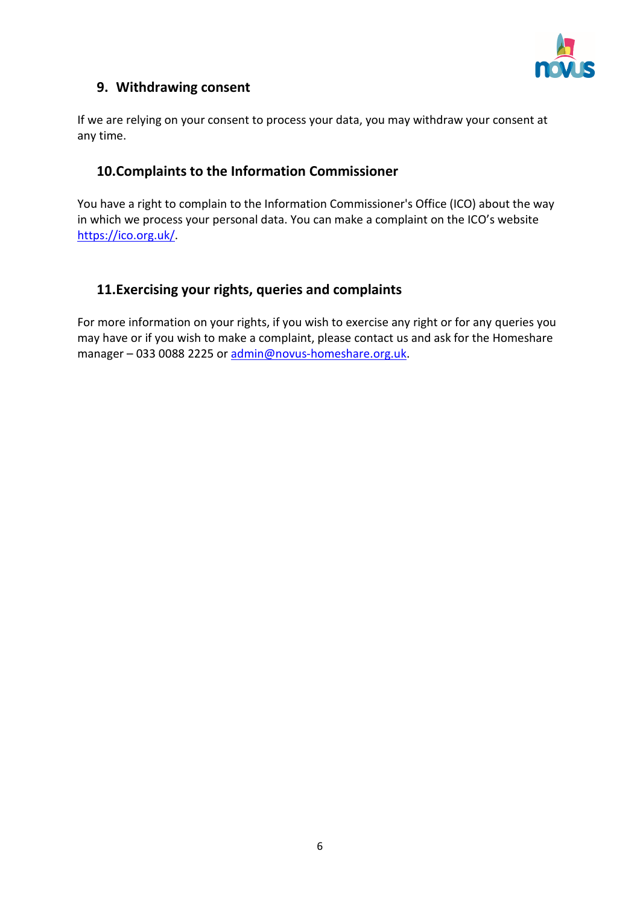## 9. Withdrawing consent

If we are relying on your consent to process your data, you may withdraw your consent at any time.

## 10. Complaints to the Information Commissioner

You have a right to complain to the Information Commissioner's Office (ICO) about the way in which we process your personal data. You can make a complaint on the ICO's website https://ico.org.uk/.

## 11. Exercising your rights, queries and complaints

For more information on your rights, if you wish to exercise any right or for any queries you may have or if you wish to make a complaint, please contact us and ask for the Homeshare manager – 033 0088 2225 or admin@novus-homeshare.org.uk.